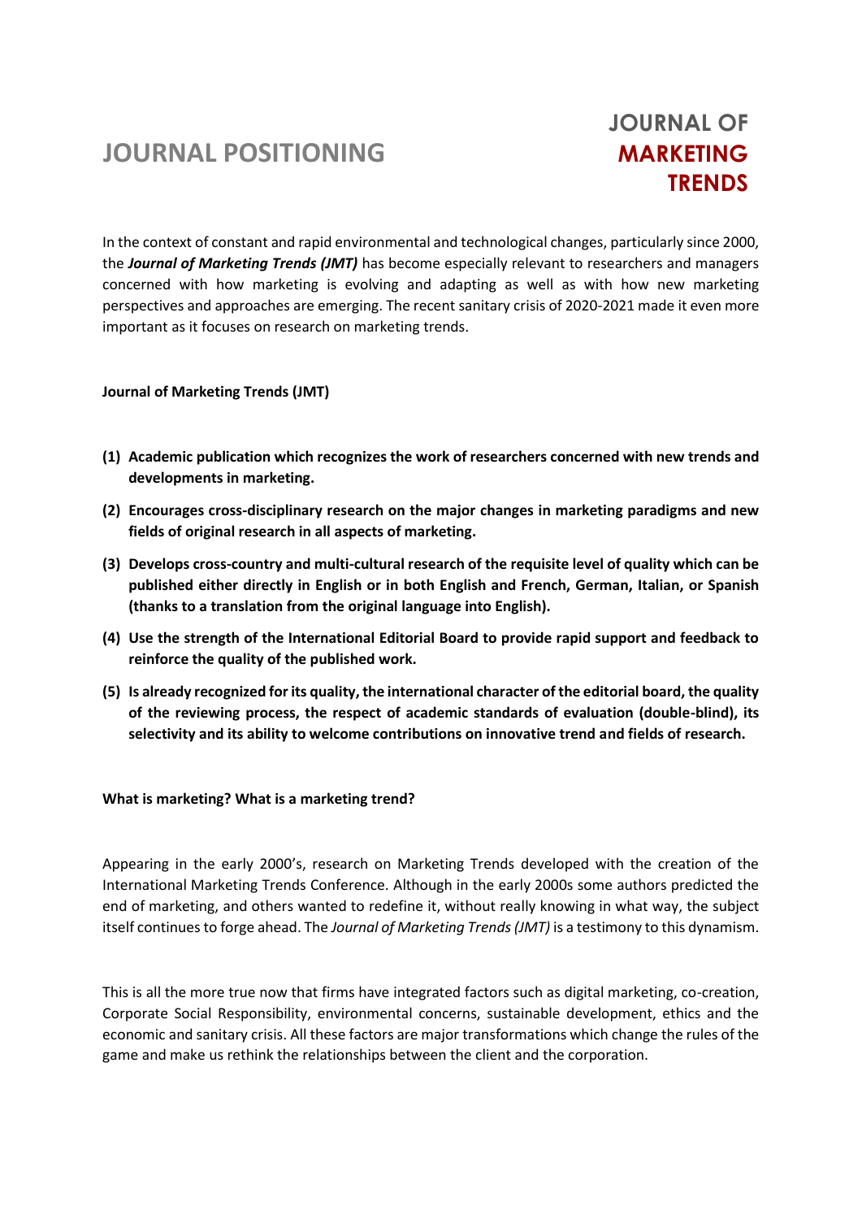# JOURNAL POSITIONING

**JOURNAL OF MARKETING TRENDS**

In the context of constant and rapid environmental and technological changes, particularly since 2000, the ***Journal of Marketing Trends (JMT)*** has become especially relevant to researchers and managers concerned with how marketing is evolving and adapting as well as with how new marketing perspectives and approaches are emerging. The recent sanitary crisis of 2020-2021 made it even more important as it focuses on research on marketing trends.

**Journal of Marketing Trends (JMT)**

**(1) Academic publication which recognizes the work of researchers concerned with new trends and developments in marketing.**

**(2) Encourages cross-disciplinary research on the major changes in marketing paradigms and new fields of original research in all aspects of marketing.**

**(3) Develops cross-country and multi-cultural research of the requisite level of quality which can be published either directly in English or in both English and French, German, Italian, or Spanish (thanks to a translation from the original language into English).**

**(4) Use the strength of the International Editorial Board to provide rapid support and feedback to reinforce the quality of the published work.**

**(5) Is already recognized for its quality, the international character of the editorial board, the quality of the reviewing process, the respect of academic standards of evaluation (double-blind), its selectivity and its ability to welcome contributions on innovative trend and fields of research.**

**What is marketing? What is a marketing trend?**

Appearing in the early 2000's, research on Marketing Trends developed with the creation of the International Marketing Trends Conference. Although in the early 2000s some authors predicted the end of marketing, and others wanted to redefine it, without really knowing in what way, the subject itself continues to forge ahead. The *Journal of Marketing Trends (JMT)* is a testimony to this dynamism.

This is all the more true now that firms have integrated factors such as digital marketing, co-creation, Corporate Social Responsibility, environmental concerns, sustainable development, ethics and the economic and sanitary crisis. All these factors are major transformations which change the rules of the game and make us rethink the relationships between the client and the corporation.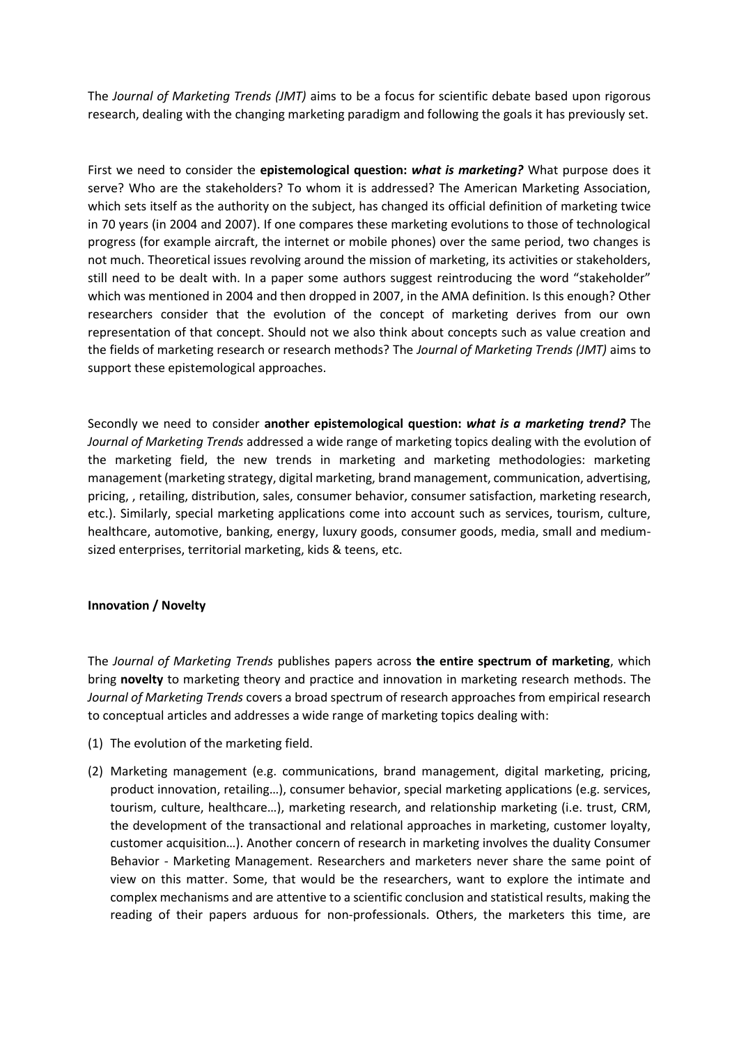The *Journal of Marketing Trends (JMT)* aims to be a focus for scientific debate based upon rigorous research, dealing with the changing marketing paradigm and following the goals it has previously set.

First we need to consider the **epistemological question:** ***what is marketing?*** What purpose does it serve? Who are the stakeholders? To whom it is addressed? The American Marketing Association, which sets itself as the authority on the subject, has changed its official definition of marketing twice in 70 years (in 2004 and 2007). If one compares these marketing evolutions to those of technological progress (for example aircraft, the internet or mobile phones) over the same period, two changes is not much. Theoretical issues revolving around the mission of marketing, its activities or stakeholders, still need to be dealt with. In a paper some authors suggest reintroducing the word "stakeholder" which was mentioned in 2004 and then dropped in 2007, in the AMA definition. Is this enough? Other researchers consider that the evolution of the concept of marketing derives from our own representation of that concept. Should not we also think about concepts such as value creation and the fields of marketing research or research methods? The *Journal of Marketing Trends (JMT)* aims to support these epistemological approaches.

Secondly we need to consider **another epistemological question:** ***what is a marketing trend?*** The *Journal of Marketing Trends* addressed a wide range of marketing topics dealing with the evolution of the marketing field, the new trends in marketing and marketing methodologies: marketing management (marketing strategy, digital marketing, brand management, communication, advertising, pricing, , retailing, distribution, sales, consumer behavior, consumer satisfaction, marketing research, etc.). Similarly, special marketing applications come into account such as services, tourism, culture, healthcare, automotive, banking, energy, luxury goods, consumer goods, media, small and medium-sized enterprises, territorial marketing, kids & teens, etc.

**Innovation / Novelty**

The *Journal of Marketing Trends* publishes papers across **the entire spectrum of marketing**, which bring **novelty** to marketing theory and practice and innovation in marketing research methods. The *Journal of Marketing Trends* covers a broad spectrum of research approaches from empirical research to conceptual articles and addresses a wide range of marketing topics dealing with:

(1) The evolution of the marketing field.

(2) Marketing management (e.g. communications, brand management, digital marketing, pricing, product innovation, retailing…), consumer behavior, special marketing applications (e.g. services, tourism, culture, healthcare…), marketing research, and relationship marketing (i.e. trust, CRM, the development of the transactional and relational approaches in marketing, customer loyalty, customer acquisition…). Another concern of research in marketing involves the duality Consumer Behavior - Marketing Management. Researchers and marketers never share the same point of view on this matter. Some, that would be the researchers, want to explore the intimate and complex mechanisms and are attentive to a scientific conclusion and statistical results, making the reading of their papers arduous for non-professionals. Others, the marketers this time, are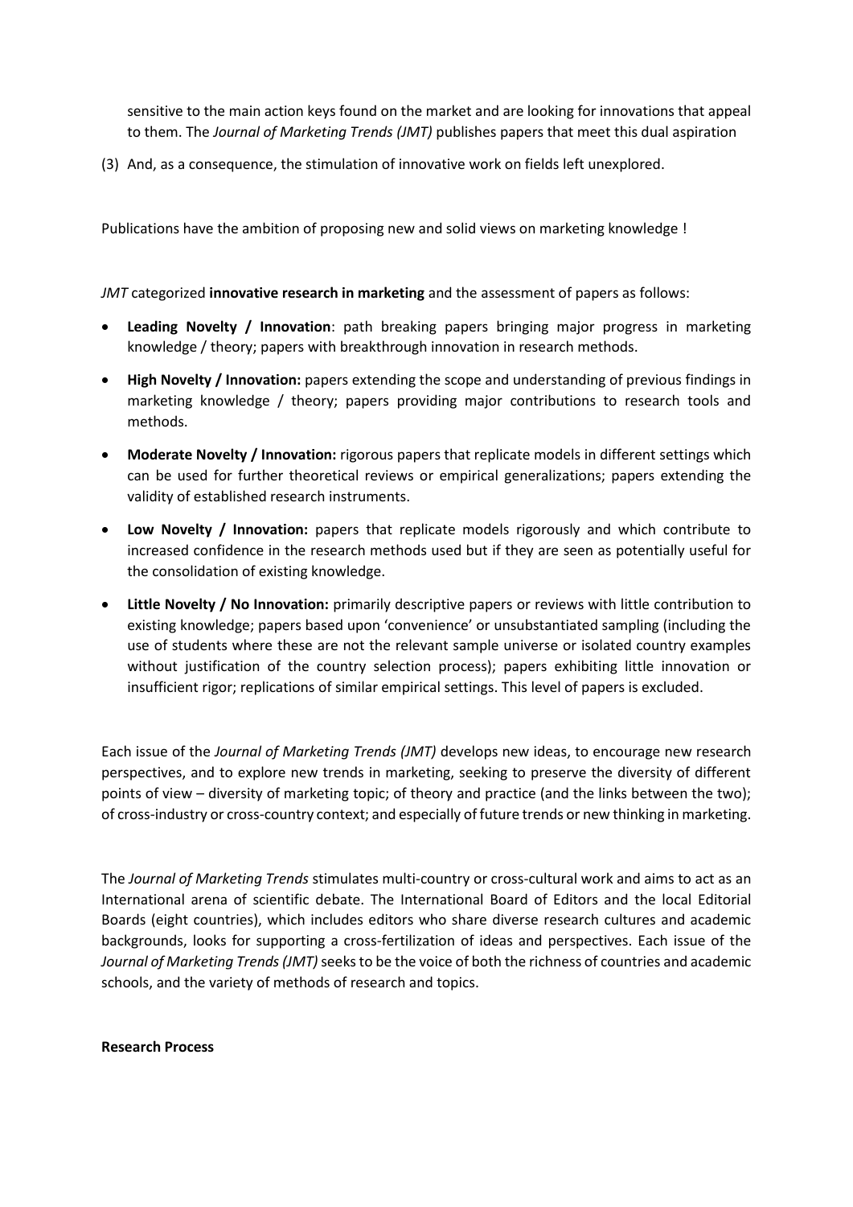sensitive to the main action keys found on the market and are looking for innovations that appeal to them. The *Journal of Marketing Trends (JMT)* publishes papers that meet this dual aspiration

(3) And, as a consequence, the stimulation of innovative work on fields left unexplored.

Publications have the ambition of proposing new and solid views on marketing knowledge !

*JMT* categorized **innovative research in marketing** and the assessment of papers as follows:

- **Leading Novelty / Innovation**: path breaking papers bringing major progress in marketing knowledge / theory; papers with breakthrough innovation in research methods.
- **High Novelty / Innovation:** papers extending the scope and understanding of previous findings in marketing knowledge / theory; papers providing major contributions to research tools and methods.
- **Moderate Novelty / Innovation:** rigorous papers that replicate models in different settings which can be used for further theoretical reviews or empirical generalizations; papers extending the validity of established research instruments.
- **Low Novelty / Innovation:** papers that replicate models rigorously and which contribute to increased confidence in the research methods used but if they are seen as potentially useful for the consolidation of existing knowledge.
- **Little Novelty / No Innovation:** primarily descriptive papers or reviews with little contribution to existing knowledge; papers based upon 'convenience' or unsubstantiated sampling (including the use of students where these are not the relevant sample universe or isolated country examples without justification of the country selection process); papers exhibiting little innovation or insufficient rigor; replications of similar empirical settings. This level of papers is excluded.

Each issue of the *Journal of Marketing Trends (JMT)* develops new ideas, to encourage new research perspectives, and to explore new trends in marketing, seeking to preserve the diversity of different points of view – diversity of marketing topic; of theory and practice (and the links between the two); of cross-industry or cross-country context; and especially of future trends or new thinking in marketing.

The *Journal of Marketing Trends* stimulates multi-country or cross-cultural work and aims to act as an International arena of scientific debate. The International Board of Editors and the local Editorial Boards (eight countries), which includes editors who share diverse research cultures and academic backgrounds, looks for supporting a cross-fertilization of ideas and perspectives. Each issue of the *Journal of Marketing Trends (JMT)* seeks to be the voice of both the richness of countries and academic schools, and the variety of methods of research and topics.

**Research Process**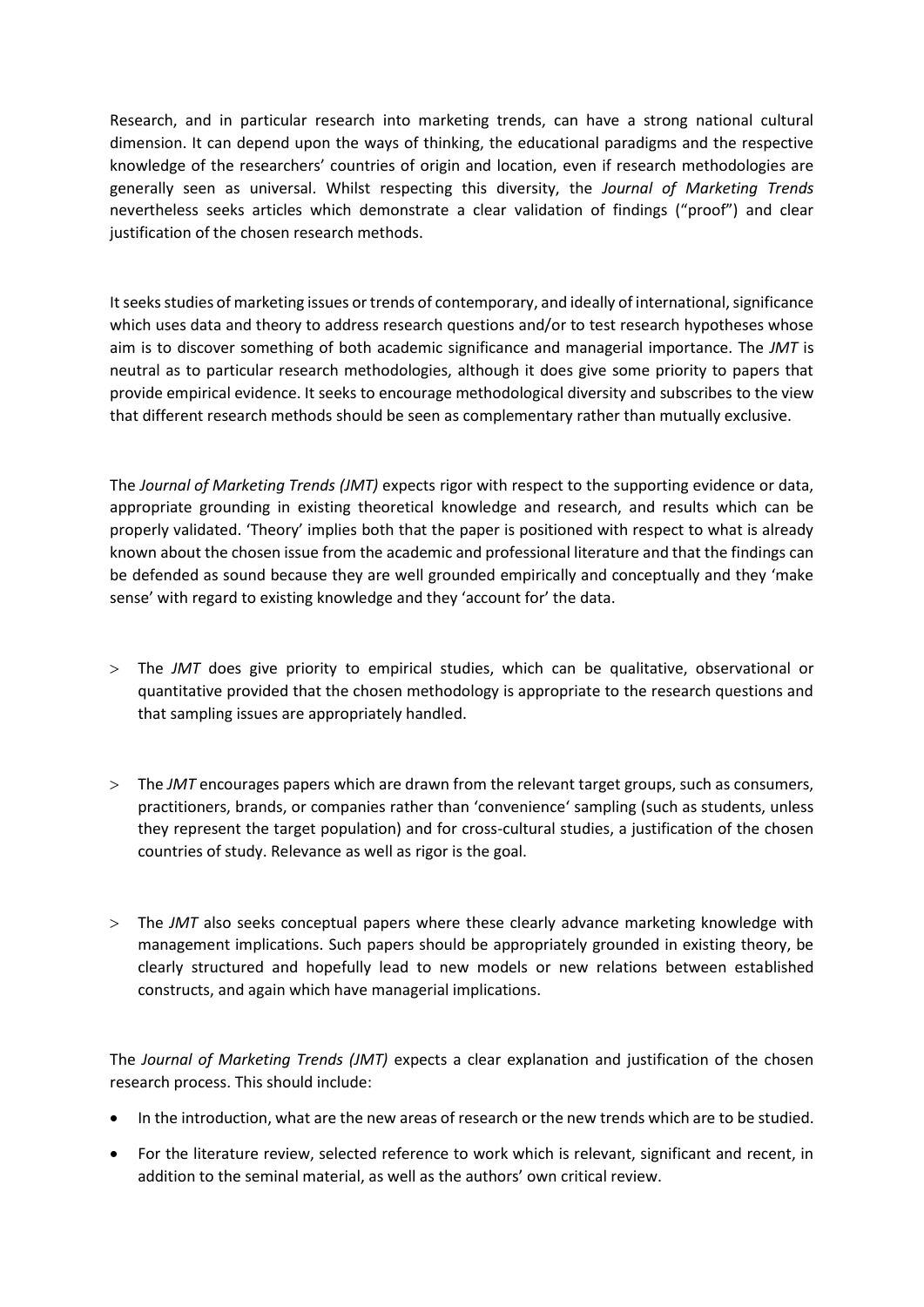Research, and in particular research into marketing trends, can have a strong national cultural dimension. It can depend upon the ways of thinking, the educational paradigms and the respective knowledge of the researchers' countries of origin and location, even if research methodologies are generally seen as universal. Whilst respecting this diversity, the *Journal of Marketing Trends* nevertheless seeks articles which demonstrate a clear validation of findings ("proof") and clear justification of the chosen research methods.

It seeks studies of marketing issues or trends of contemporary, and ideally of international, significance which uses data and theory to address research questions and/or to test research hypotheses whose aim is to discover something of both academic significance and managerial importance. The *JMT* is neutral as to particular research methodologies, although it does give some priority to papers that provide empirical evidence. It seeks to encourage methodological diversity and subscribes to the view that different research methods should be seen as complementary rather than mutually exclusive.

The *Journal of Marketing Trends (JMT)* expects rigor with respect to the supporting evidence or data, appropriate grounding in existing theoretical knowledge and research, and results which can be properly validated. 'Theory' implies both that the paper is positioned with respect to what is already known about the chosen issue from the academic and professional literature and that the findings can be defended as sound because they are well grounded empirically and conceptually and they 'make sense' with regard to existing knowledge and they 'account for' the data.

> The *JMT* does give priority to empirical studies, which can be qualitative, observational or quantitative provided that the chosen methodology is appropriate to the research questions and that sampling issues are appropriately handled.

> The *JMT* encourages papers which are drawn from the relevant target groups, such as consumers, practitioners, brands, or companies rather than 'convenience' sampling (such as students, unless they represent the target population) and for cross-cultural studies, a justification of the chosen countries of study. Relevance as well as rigor is the goal.

> The *JMT* also seeks conceptual papers where these clearly advance marketing knowledge with management implications. Such papers should be appropriately grounded in existing theory, be clearly structured and hopefully lead to new models or new relations between established constructs, and again which have managerial implications.

The *Journal of Marketing Trends (JMT)* expects a clear explanation and justification of the chosen research process. This should include:

- In the introduction, what are the new areas of research or the new trends which are to be studied.
- For the literature review, selected reference to work which is relevant, significant and recent, in addition to the seminal material, as well as the authors' own critical review.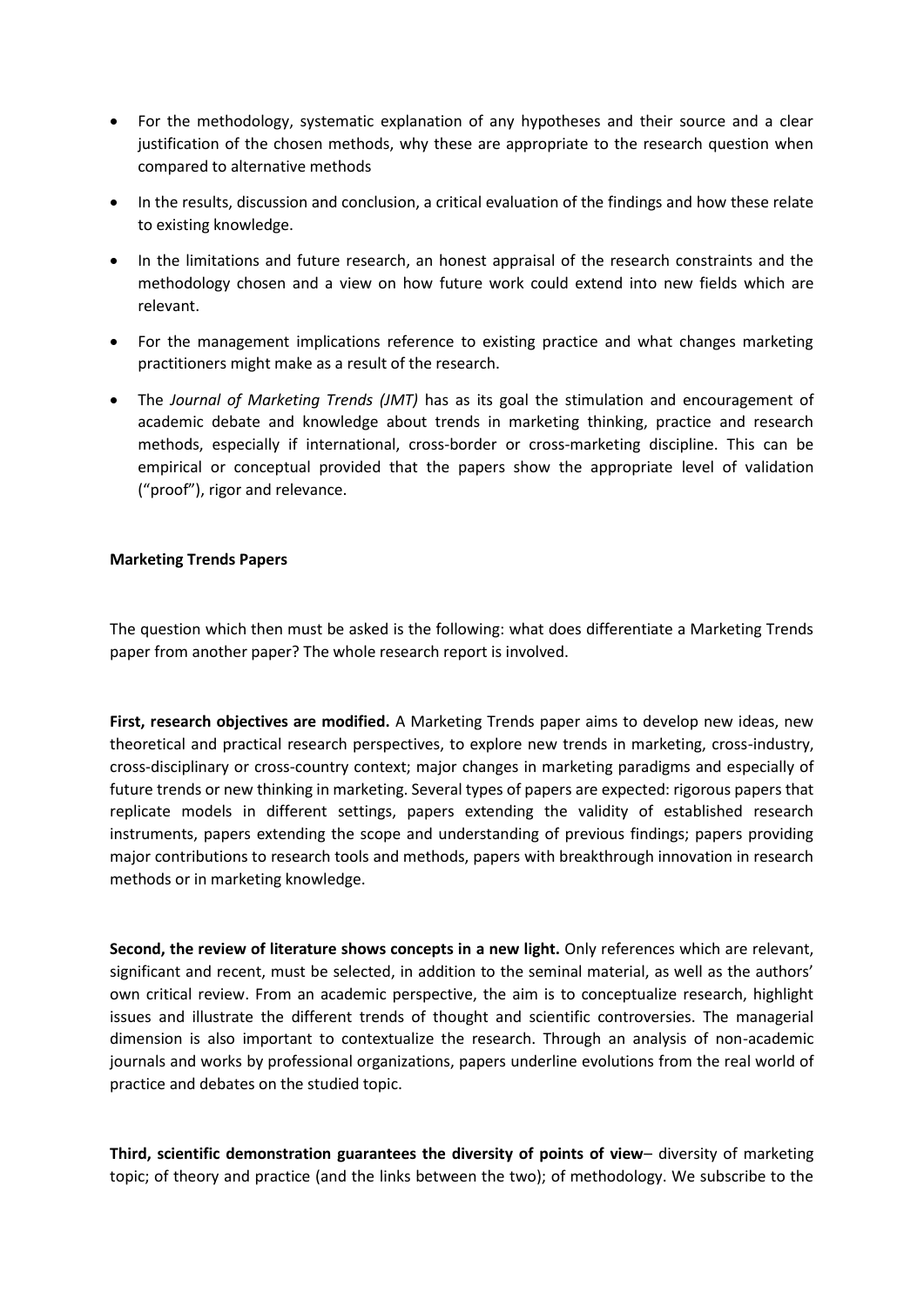- For the methodology, systematic explanation of any hypotheses and their source and a clear justification of the chosen methods, why these are appropriate to the research question when compared to alternative methods
- In the results, discussion and conclusion, a critical evaluation of the findings and how these relate to existing knowledge.
- In the limitations and future research, an honest appraisal of the research constraints and the methodology chosen and a view on how future work could extend into new fields which are relevant.
- For the management implications reference to existing practice and what changes marketing practitioners might make as a result of the research.
- The *Journal of Marketing Trends (JMT)* has as its goal the stimulation and encouragement of academic debate and knowledge about trends in marketing thinking, practice and research methods, especially if international, cross-border or cross-marketing discipline. This can be empirical or conceptual provided that the papers show the appropriate level of validation ("proof"), rigor and relevance.

**Marketing Trends Papers**

The question which then must be asked is the following: what does differentiate a Marketing Trends paper from another paper? The whole research report is involved.

**First, research objectives are modified.** A Marketing Trends paper aims to develop new ideas, new theoretical and practical research perspectives, to explore new trends in marketing, cross-industry, cross-disciplinary or cross-country context; major changes in marketing paradigms and especially of future trends or new thinking in marketing. Several types of papers are expected: rigorous papers that replicate models in different settings, papers extending the validity of established research instruments, papers extending the scope and understanding of previous findings; papers providing major contributions to research tools and methods, papers with breakthrough innovation in research methods or in marketing knowledge.

**Second, the review of literature shows concepts in a new light.** Only references which are relevant, significant and recent, must be selected, in addition to the seminal material, as well as the authors' own critical review. From an academic perspective, the aim is to conceptualize research, highlight issues and illustrate the different trends of thought and scientific controversies. The managerial dimension is also important to contextualize the research. Through an analysis of non-academic journals and works by professional organizations, papers underline evolutions from the real world of practice and debates on the studied topic.

**Third, scientific demonstration guarantees the diversity of points of view**– diversity of marketing topic; of theory and practice (and the links between the two); of methodology. We subscribe to the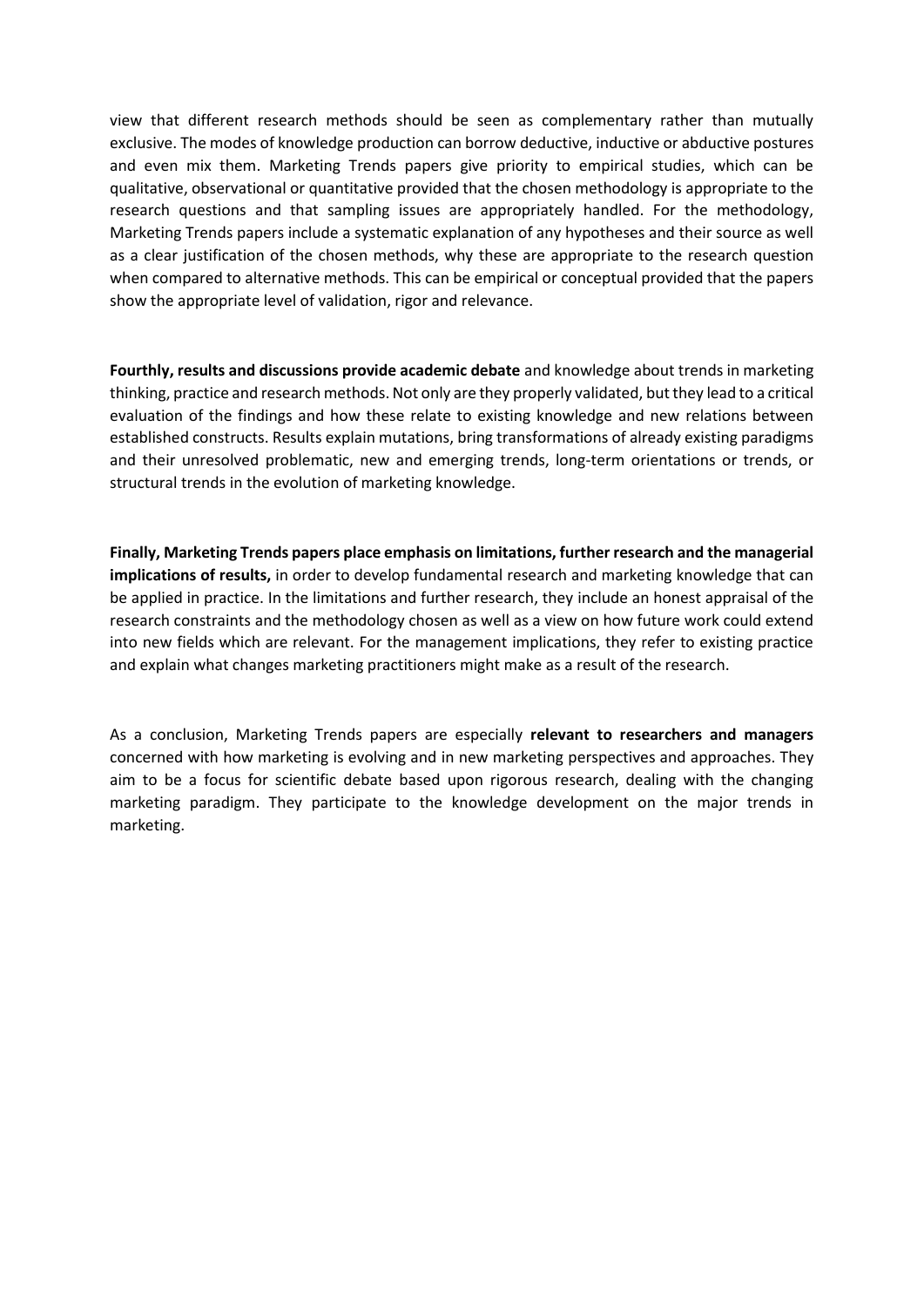view that different research methods should be seen as complementary rather than mutually exclusive. The modes of knowledge production can borrow deductive, inductive or abductive postures and even mix them. Marketing Trends papers give priority to empirical studies, which can be qualitative, observational or quantitative provided that the chosen methodology is appropriate to the research questions and that sampling issues are appropriately handled. For the methodology, Marketing Trends papers include a systematic explanation of any hypotheses and their source as well as a clear justification of the chosen methods, why these are appropriate to the research question when compared to alternative methods. This can be empirical or conceptual provided that the papers show the appropriate level of validation, rigor and relevance.

**Fourthly, results and discussions provide academic debate** and knowledge about trends in marketing thinking, practice and research methods. Not only are they properly validated, but they lead to a critical evaluation of the findings and how these relate to existing knowledge and new relations between established constructs. Results explain mutations, bring transformations of already existing paradigms and their unresolved problematic, new and emerging trends, long-term orientations or trends, or structural trends in the evolution of marketing knowledge.

**Finally, Marketing Trends papers place emphasis on limitations, further research and the managerial implications of results,** in order to develop fundamental research and marketing knowledge that can be applied in practice. In the limitations and further research, they include an honest appraisal of the research constraints and the methodology chosen as well as a view on how future work could extend into new fields which are relevant. For the management implications, they refer to existing practice and explain what changes marketing practitioners might make as a result of the research.

As a conclusion, Marketing Trends papers are especially **relevant to researchers and managers** concerned with how marketing is evolving and in new marketing perspectives and approaches. They aim to be a focus for scientific debate based upon rigorous research, dealing with the changing marketing paradigm. They participate to the knowledge development on the major trends in marketing.